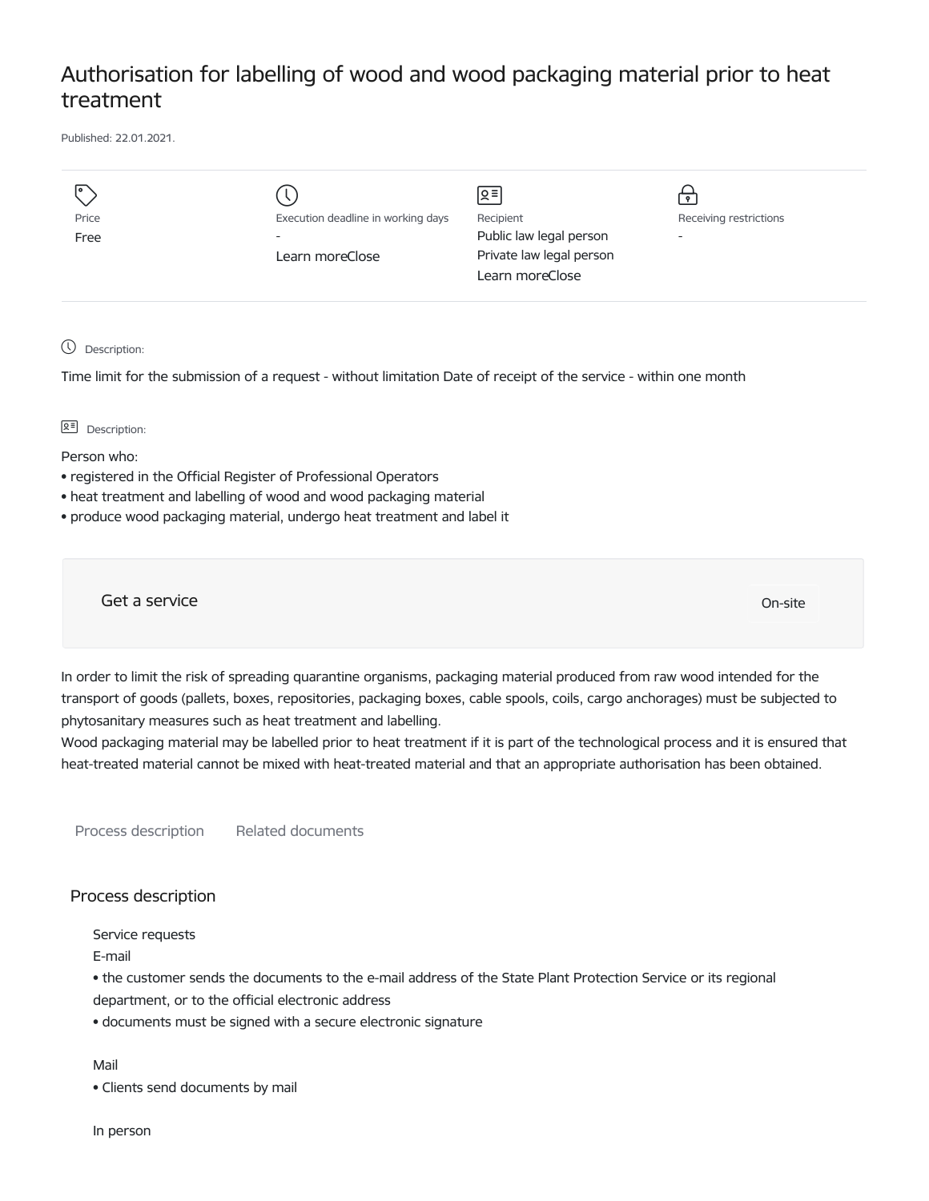# Authorisation for labelling of wood and wood packaging material prior to heat treatment

Published: 22.01.2021.

| Price | Execution deadline in working days | Recipient | Receiving restrictions |
| --- | --- | --- | --- |
| Free | - | Public law legal person | - |
| | Learn moreClose | Private law legal person | |
| | | Learn moreClose | |

Description:

Time limit for the submission of a request - without limitation Date of receipt of the service - within one month

Description:

Person who:

- registered in the Official Register of Professional Operators
- heat treatment and labelling of wood and wood packaging material
- produce wood packaging material, undergo heat treatment and label it

Get a service

On-site

In order to limit the risk of spreading quarantine organisms, packaging material produced from raw wood intended for the transport of goods (pallets, boxes, repositories, packaging boxes, cable spools, coils, cargo anchorages) must be subjected to phytosanitary measures such as heat treatment and labelling.
Wood packaging material may be labelled prior to heat treatment if it is part of the technological process and it is ensured that heat-treated material cannot be mixed with heat-treated material and that an appropriate authorisation has been obtained.

Process description Related documents

## Process description

Service requests

E-mail

- the customer sends the documents to the e-mail address of the State Plant Protection Service or its regional department, or to the official electronic address
- documents must be signed with a secure electronic signature

Mail

- Clients send documents by mail

In person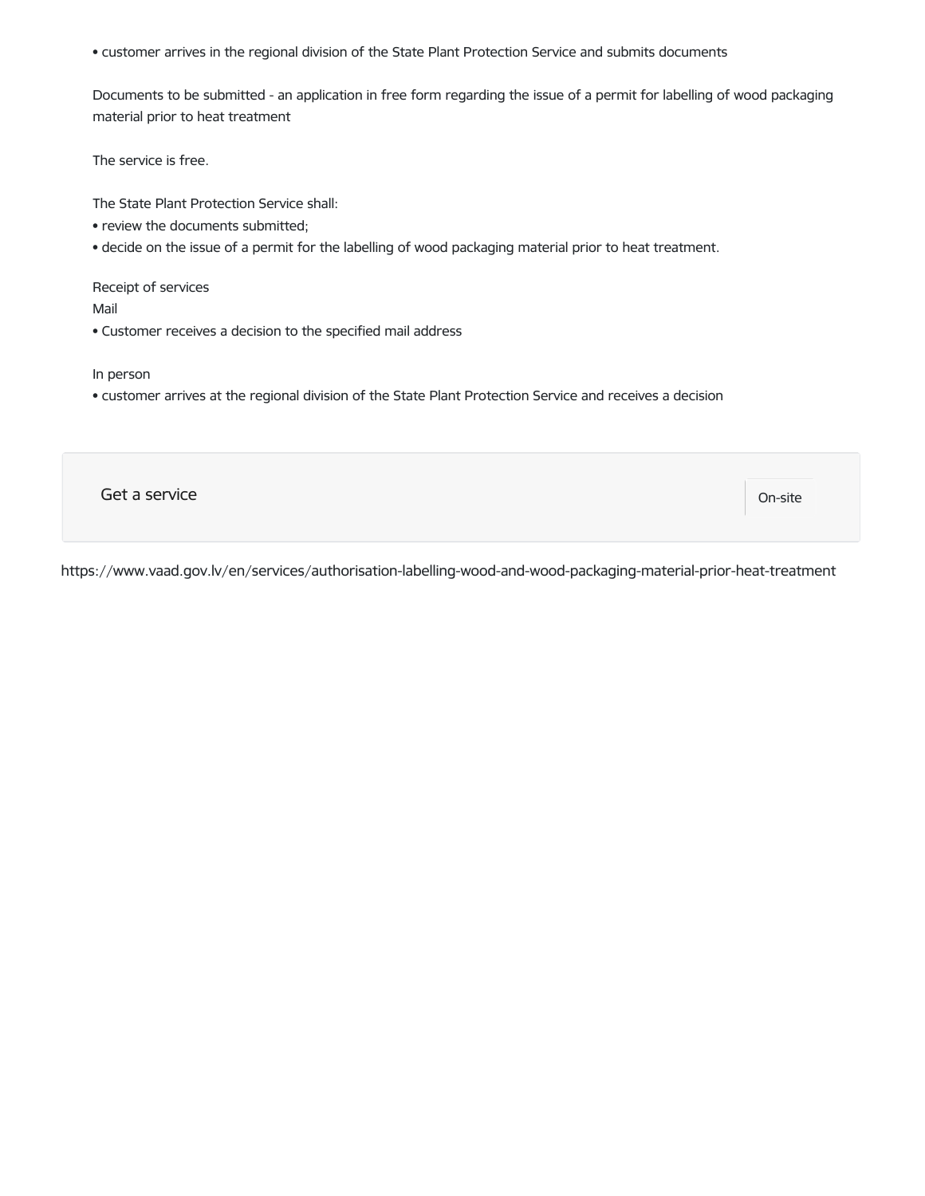- customer arrives in the regional division of the State Plant Protection Service and submits documents

Documents to be submitted - an application in free form regarding the issue of a permit for labelling of wood packaging material prior to heat treatment

The service is free.

The State Plant Protection Service shall:

- review the documents submitted;
- decide on the issue of a permit for the labelling of wood packaging material prior to heat treatment.

Receipt of services

Mail

- Customer receives a decision to the specified mail address

In person

- customer arrives at the regional division of the State Plant Protection Service and receives a decision

Get a service

On-site

https://www.vaad.gov.lv/en/services/authorisation-labelling-wood-and-wood-packaging-material-prior-heat-treatment